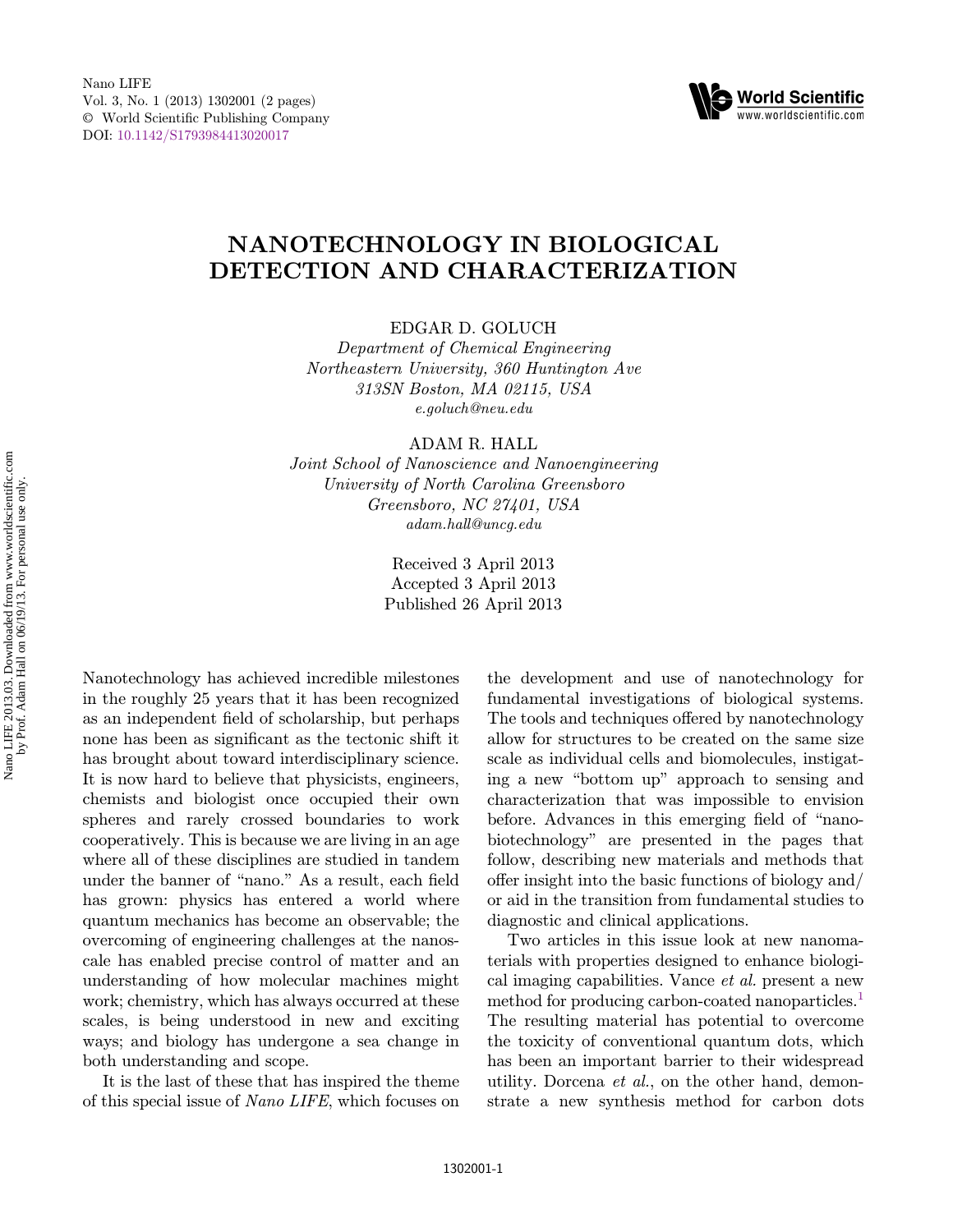# NANOTECHNOLOGY IN BIOLOGICAL DETECTION AND CHARACTERIZATION

EDGAR D. GOLUCH

*Department of Chemical Engineering*
*Northeastern University, 360 Huntington Ave*
*313SN Boston, MA 02115, USA*
*e.goluch@neu.edu*

ADAM R. HALL

*Joint School of Nanoscience and Nanoengineering*
*University of North Carolina Greensboro*
*Greensboro, NC 27401, USA*
*adam.hall@uncg.edu*

Received 3 April 2013
Accepted 3 April 2013
Published 26 April 2013

Nanotechnology has achieved incredible milestones in the roughly 25 years that it has been recognized as an independent field of scholarship, but perhaps none has been as significant as the tectonic shift it has brought about toward interdisciplinary science. It is now hard to believe that physicists, engineers, chemists and biologist once occupied their own spheres and rarely crossed boundaries to work cooperatively. This is because we are living in an age where all of these disciplines are studied in tandem under the banner of "nano." As a result, each field has grown: physics has entered a world where quantum mechanics has become an observable; the overcoming of engineering challenges at the nanoscale has enabled precise control of matter and an understanding of how molecular machines might work; chemistry, which has always occurred at these scales, is being understood in new and exciting ways; and biology has undergone a sea change in both understanding and scope.

It is the last of these that has inspired the theme of this special issue of *Nano LIFE*, which focuses on the development and use of nanotechnology for fundamental investigations of biological systems. The tools and techniques offered by nanotechnology allow for structures to be created on the same size scale as individual cells and biomolecules, instigating a new "bottom up" approach to sensing and characterization that was impossible to envision before. Advances in this emerging field of "nanobiotechnology" are presented in the pages that follow, describing new materials and methods that offer insight into the basic functions of biology and/or aid in the transition from fundamental studies to diagnostic and clinical applications.

Two articles in this issue look at new nanomaterials with properties designed to enhance biological imaging capabilities. Vance *et al.* present a new method for producing carbon-coated nanoparticles.[1] The resulting material has potential to overcome the toxicity of conventional quantum dots, which has been an important barrier to their widespread utility. Dorcena *et al.*, on the other hand, demonstrate a new synthesis method for carbon dots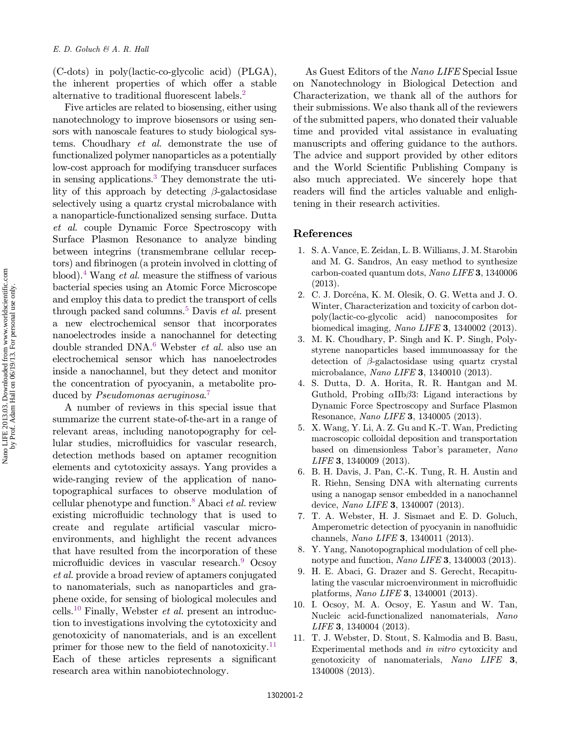(C-dots) in poly(lactic-co-glycolic acid) (PLGA), the inherent properties of which offer a stable alternative to traditional fluorescent labels.[2]

Five articles are related to biosensing, either using nanotechnology to improve biosensors or using sensors with nanoscale features to study biological systems. Choudhary *et al.* demonstrate the use of functionalized polymer nanoparticles as a potentially low-cost approach for modifying transducer surfaces in sensing applications.[3] They demonstrate the utility of this approach by detecting $\beta$-galactosidase selectively using a quartz crystal microbalance with a nanoparticle-functionalized sensing surface. Dutta *et al.* couple Dynamic Force Spectroscopy with Surface Plasmon Resonance to analyze binding between integrins (transmembrane cellular receptors) and fibrinogen (a protein involved in clotting of blood).[4] Wang *et al.* measure the stiffness of various bacterial species using an Atomic Force Microscope and employ this data to predict the transport of cells through packed sand columns.[5] Davis *et al.* present a new electrochemical sensor that incorporates nanoelectrodes inside a nanochannel for detecting double stranded DNA.[6] Webster *et al.* also use an electrochemical sensor which has nanoelectrodes inside a nanochannel, but they detect and monitor the concentration of pyocyanin, a metabolite produced by *Pseudomonas aeruginosa*.[7]

A number of reviews in this special issue that summarize the current state-of-the-art in a range of relevant areas, including nanotopography for cellular studies, microfluidics for vascular research, detection methods based on aptamer recognition elements and cytotoxicity assays. Yang provides a wide-ranging review of the application of nanotopographical surfaces to observe modulation of cellular phenotype and function.[8] Abaci *et al.* review existing microfluidic technology that is used to create and regulate artificial vascular microenvironments, and highlight the recent advances that have resulted from the incorporation of these microfluidic devices in vascular research.[9] Ocsoy *et al.* provide a broad review of aptamers conjugated to nanomaterials, such as nanoparticles and graphene oxide, for sensing of biological molecules and cells.[10] Finally, Webster *et al.* present an introduction to investigations involving the cytotoxicity and genotoxicity of nanomaterials, and is an excellent primer for those new to the field of nanotoxicity.[11] Each of these articles represents a significant research area within nanobiotechnology.

As Guest Editors of the *Nano LIFE* Special Issue on Nanotechnology in Biological Detection and Characterization, we thank all of the authors for their submissions. We also thank all of the reviewers of the submitted papers, who donated their valuable time and provided vital assistance in evaluating manuscripts and offering guidance to the authors. The advice and support provided by other editors and the World Scientific Publishing Company is also much appreciated. We sincerely hope that readers will find the articles valuable and enlightening in their research activities.

## References

1. S. A. Vance, E. Zeidan, L. B. Williams, J. M. Starobin and M. G. Sandros, An easy method to synthesize carbon-coated quantum dots, *Nano LIFE* **3**, 1340006 (2013).
2. C. J. Dorcéna, K. M. Olesik, O. G. Wetta and J. O. Winter, Characterization and toxicity of carbon dot-poly(lactic-co-glycolic acid) nanocomposites for biomedical imaging, *Nano LIFE* **3**, 1340002 (2013).
3. M. K. Choudhary, P. Singh and K. P. Singh, Polystyrene nanoparticles based immunoassay for the detection of $\beta$-galactosidase using quartz crystal microbalance, *Nano LIFE* **3**, 1340010 (2013).
4. S. Dutta, D. A. Horita, R. R. Hantgan and M. Guthold, Probing $\alpha$IIb$\beta$3: Ligand interactions by Dynamic Force Spectroscopy and Surface Plasmon Resonance, *Nano LIFE* **3**, 1340005 (2013).
5. X. Wang, Y. Li, A. Z. Gu and K.-T. Wan, Predicting macroscopic colloidal deposition and transportation based on dimensionless Tabor's parameter, *Nano LIFE* **3**, 1340009 (2013).
6. B. H. Davis, J. Pan, C.-K. Tung, R. H. Austin and R. Riehn, Sensing DNA with alternating currents using a nanogap sensor embedded in a nanochannel device, *Nano LIFE* **3**, 1340007 (2013).
7. T. A. Webster, H. J. Sismaet and E. D. Goluch, Amperometric detection of pyocyanin in nanofluidic channels, *Nano LIFE* **3**, 1340011 (2013).
8. Y. Yang, Nanotopographical modulation of cell phenotype and function, *Nano LIFE* **3**, 1340003 (2013).
9. H. E. Abaci, G. Drazer and S. Gerecht, Recapitulating the vascular microenvironment in microfluidic platforms, *Nano LIFE* **3**, 1340001 (2013).
10. I. Ocsoy, M. A. Ocsoy, E. Yasun and W. Tan, Nucleic acid-functionalized nanomaterials, *Nano LIFE* **3**, 1340004 (2013).
11. T. J. Webster, D. Stout, S. Kalmodia and B. Basu, Experimental methods and *in vitro* cytoxicity and genotoxicity of nanomaterials, *Nano LIFE* **3**, 1340008 (2013).